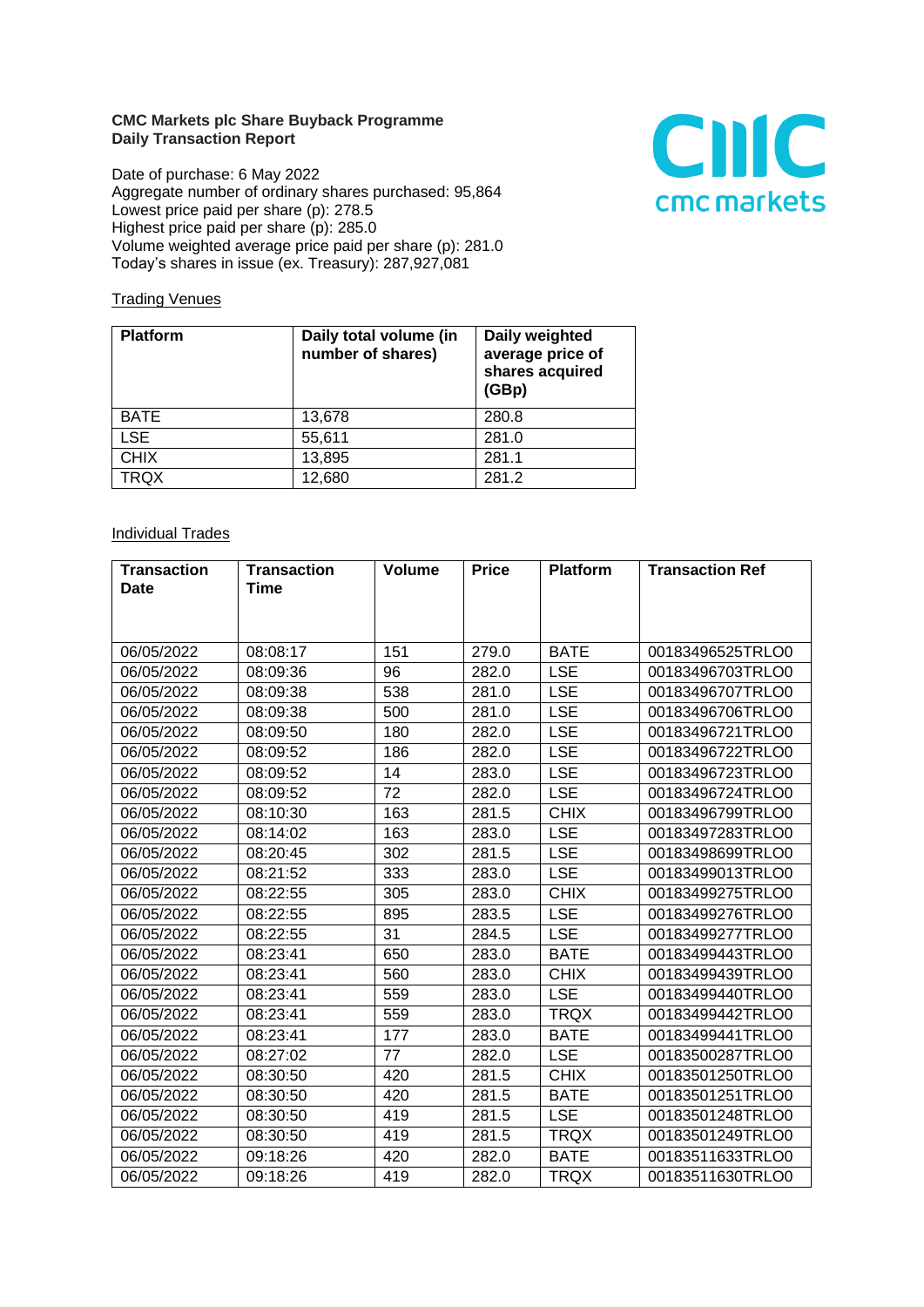**CMC Markets plc Share Buyback Programme**
**Daily Transaction Report**

Date of purchase: 6 May 2022
Aggregate number of ordinary shares purchased: 95,864
Lowest price paid per share (p): 278.5
Highest price paid per share (p): 285.0
Volume weighted average price paid per share (p): 281.0
Today's shares in issue (ex. Treasury): 287,927,081

Trading Venues

| Platform | Daily total volume (in number of shares) | Daily weighted average price of shares acquired (GBp) |
|---|---|---|
| BATE | 13,678 | 280.8 |
| LSE | 55,611 | 281.0 |
| CHIX | 13,895 | 281.1 |
| TRQX | 12,680 | 281.2 |

Individual Trades

| Transaction Date | Transaction Time | Volume | Price | Platform | Transaction Ref |
|---|---|---|---|---|---|
| 06/05/2022 | 08:08:17 | 151 | 279.0 | BATE | 00183496525TRLO0 |
| 06/05/2022 | 08:09:36 | 96 | 282.0 | LSE | 00183496703TRLO0 |
| 06/05/2022 | 08:09:38 | 538 | 281.0 | LSE | 00183496707TRLO0 |
| 06/05/2022 | 08:09:38 | 500 | 281.0 | LSE | 00183496706TRLO0 |
| 06/05/2022 | 08:09:50 | 180 | 282.0 | LSE | 00183496721TRLO0 |
| 06/05/2022 | 08:09:52 | 186 | 282.0 | LSE | 00183496722TRLO0 |
| 06/05/2022 | 08:09:52 | 14 | 283.0 | LSE | 00183496723TRLO0 |
| 06/05/2022 | 08:09:52 | 72 | 282.0 | LSE | 00183496724TRLO0 |
| 06/05/2022 | 08:10:30 | 163 | 281.5 | CHIX | 00183496799TRLO0 |
| 06/05/2022 | 08:14:02 | 163 | 283.0 | LSE | 00183497283TRLO0 |
| 06/05/2022 | 08:20:45 | 302 | 281.5 | LSE | 00183498699TRLO0 |
| 06/05/2022 | 08:21:52 | 333 | 283.0 | LSE | 00183499013TRLO0 |
| 06/05/2022 | 08:22:55 | 305 | 283.0 | CHIX | 00183499275TRLO0 |
| 06/05/2022 | 08:22:55 | 895 | 283.5 | LSE | 00183499276TRLO0 |
| 06/05/2022 | 08:22:55 | 31 | 284.5 | LSE | 00183499277TRLO0 |
| 06/05/2022 | 08:23:41 | 650 | 283.0 | BATE | 00183499443TRLO0 |
| 06/05/2022 | 08:23:41 | 560 | 283.0 | CHIX | 00183499439TRLO0 |
| 06/05/2022 | 08:23:41 | 559 | 283.0 | LSE | 00183499440TRLO0 |
| 06/05/2022 | 08:23:41 | 559 | 283.0 | TRQX | 00183499442TRLO0 |
| 06/05/2022 | 08:23:41 | 177 | 283.0 | BATE | 00183499441TRLO0 |
| 06/05/2022 | 08:27:02 | 77 | 282.0 | LSE | 00183500287TRLO0 |
| 06/05/2022 | 08:30:50 | 420 | 281.5 | CHIX | 00183501250TRLO0 |
| 06/05/2022 | 08:30:50 | 420 | 281.5 | BATE | 00183501251TRLO0 |
| 06/05/2022 | 08:30:50 | 419 | 281.5 | LSE | 00183501248TRLO0 |
| 06/05/2022 | 08:30:50 | 419 | 281.5 | TRQX | 00183501249TRLO0 |
| 06/05/2022 | 09:18:26 | 420 | 282.0 | BATE | 00183511633TRLO0 |
| 06/05/2022 | 09:18:26 | 419 | 282.0 | TRQX | 00183511630TRLO0 |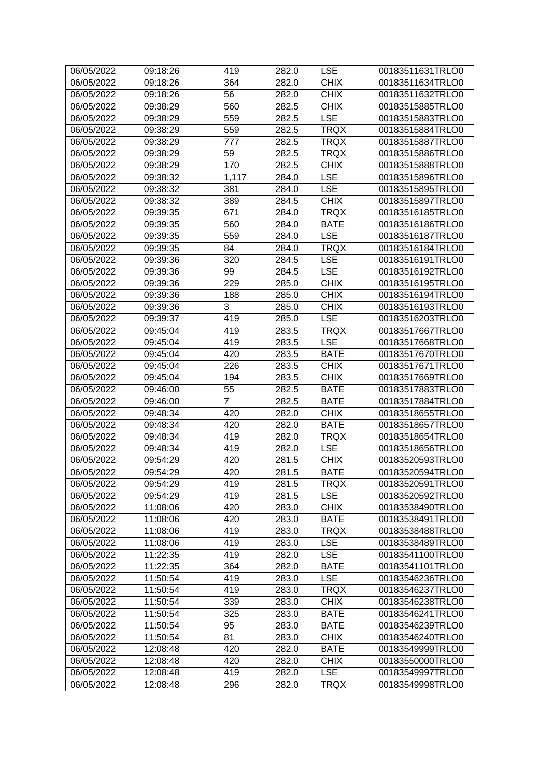| 06/05/2022 | 09:18:26 | 419 | 282.0 | LSE | 00183511631TRLO0 |
|---|---|---|---|---|---|
| 06/05/2022 | 09:18:26 | 364 | 282.0 | CHIX | 00183511634TRLO0 |
| 06/05/2022 | 09:18:26 | 56 | 282.0 | CHIX | 00183511632TRLO0 |
| 06/05/2022 | 09:38:29 | 560 | 282.5 | CHIX | 00183515885TRLO0 |
| 06/05/2022 | 09:38:29 | 559 | 282.5 | LSE | 00183515883TRLO0 |
| 06/05/2022 | 09:38:29 | 559 | 282.5 | TRQX | 00183515884TRLO0 |
| 06/05/2022 | 09:38:29 | 777 | 282.5 | TRQX | 00183515887TRLO0 |
| 06/05/2022 | 09:38:29 | 59 | 282.5 | TRQX | 00183515886TRLO0 |
| 06/05/2022 | 09:38:29 | 170 | 282.5 | CHIX | 00183515888TRLO0 |
| 06/05/2022 | 09:38:32 | 1,117 | 284.0 | LSE | 00183515896TRLO0 |
| 06/05/2022 | 09:38:32 | 381 | 284.0 | LSE | 00183515895TRLO0 |
| 06/05/2022 | 09:38:32 | 389 | 284.5 | CHIX | 00183515897TRLO0 |
| 06/05/2022 | 09:39:35 | 671 | 284.0 | TRQX | 00183516185TRLO0 |
| 06/05/2022 | 09:39:35 | 560 | 284.0 | BATE | 00183516186TRLO0 |
| 06/05/2022 | 09:39:35 | 559 | 284.0 | LSE | 00183516187TRLO0 |
| 06/05/2022 | 09:39:35 | 84 | 284.0 | TRQX | 00183516184TRLO0 |
| 06/05/2022 | 09:39:36 | 320 | 284.5 | LSE | 00183516191TRLO0 |
| 06/05/2022 | 09:39:36 | 99 | 284.5 | LSE | 00183516192TRLO0 |
| 06/05/2022 | 09:39:36 | 229 | 285.0 | CHIX | 00183516195TRLO0 |
| 06/05/2022 | 09:39:36 | 188 | 285.0 | CHIX | 00183516194TRLO0 |
| 06/05/2022 | 09:39:36 | 3 | 285.0 | CHIX | 00183516193TRLO0 |
| 06/05/2022 | 09:39:37 | 419 | 285.0 | LSE | 00183516203TRLO0 |
| 06/05/2022 | 09:45:04 | 419 | 283.5 | TRQX | 00183517667TRLO0 |
| 06/05/2022 | 09:45:04 | 419 | 283.5 | LSE | 00183517668TRLO0 |
| 06/05/2022 | 09:45:04 | 420 | 283.5 | BATE | 00183517670TRLO0 |
| 06/05/2022 | 09:45:04 | 226 | 283.5 | CHIX | 00183517671TRLO0 |
| 06/05/2022 | 09:45:04 | 194 | 283.5 | CHIX | 00183517669TRLO0 |
| 06/05/2022 | 09:46:00 | 55 | 282.5 | BATE | 00183517883TRLO0 |
| 06/05/2022 | 09:46:00 | 7 | 282.5 | BATE | 00183517884TRLO0 |
| 06/05/2022 | 09:48:34 | 420 | 282.0 | CHIX | 00183518655TRLO0 |
| 06/05/2022 | 09:48:34 | 420 | 282.0 | BATE | 00183518657TRLO0 |
| 06/05/2022 | 09:48:34 | 419 | 282.0 | TRQX | 00183518654TRLO0 |
| 06/05/2022 | 09:48:34 | 419 | 282.0 | LSE | 00183518656TRLO0 |
| 06/05/2022 | 09:54:29 | 420 | 281.5 | CHIX | 00183520593TRLO0 |
| 06/05/2022 | 09:54:29 | 420 | 281.5 | BATE | 00183520594TRLO0 |
| 06/05/2022 | 09:54:29 | 419 | 281.5 | TRQX | 00183520591TRLO0 |
| 06/05/2022 | 09:54:29 | 419 | 281.5 | LSE | 00183520592TRLO0 |
| 06/05/2022 | 11:08:06 | 420 | 283.0 | CHIX | 00183538490TRLO0 |
| 06/05/2022 | 11:08:06 | 420 | 283.0 | BATE | 00183538491TRLO0 |
| 06/05/2022 | 11:08:06 | 419 | 283.0 | TRQX | 00183538488TRLO0 |
| 06/05/2022 | 11:08:06 | 419 | 283.0 | LSE | 00183538489TRLO0 |
| 06/05/2022 | 11:22:35 | 419 | 282.0 | LSE | 00183541100TRLO0 |
| 06/05/2022 | 11:22:35 | 364 | 282.0 | BATE | 00183541101TRLO0 |
| 06/05/2022 | 11:50:54 | 419 | 283.0 | LSE | 00183546236TRLO0 |
| 06/05/2022 | 11:50:54 | 419 | 283.0 | TRQX | 00183546237TRLO0 |
| 06/05/2022 | 11:50:54 | 339 | 283.0 | CHIX | 00183546238TRLO0 |
| 06/05/2022 | 11:50:54 | 325 | 283.0 | BATE | 00183546241TRLO0 |
| 06/05/2022 | 11:50:54 | 95 | 283.0 | BATE | 00183546239TRLO0 |
| 06/05/2022 | 11:50:54 | 81 | 283.0 | CHIX | 00183546240TRLO0 |
| 06/05/2022 | 12:08:48 | 420 | 282.0 | BATE | 00183549999TRLO0 |
| 06/05/2022 | 12:08:48 | 420 | 282.0 | CHIX | 00183550000TRLO0 |
| 06/05/2022 | 12:08:48 | 419 | 282.0 | LSE | 00183549997TRLO0 |
| 06/05/2022 | 12:08:48 | 296 | 282.0 | TRQX | 00183549998TRLO0 |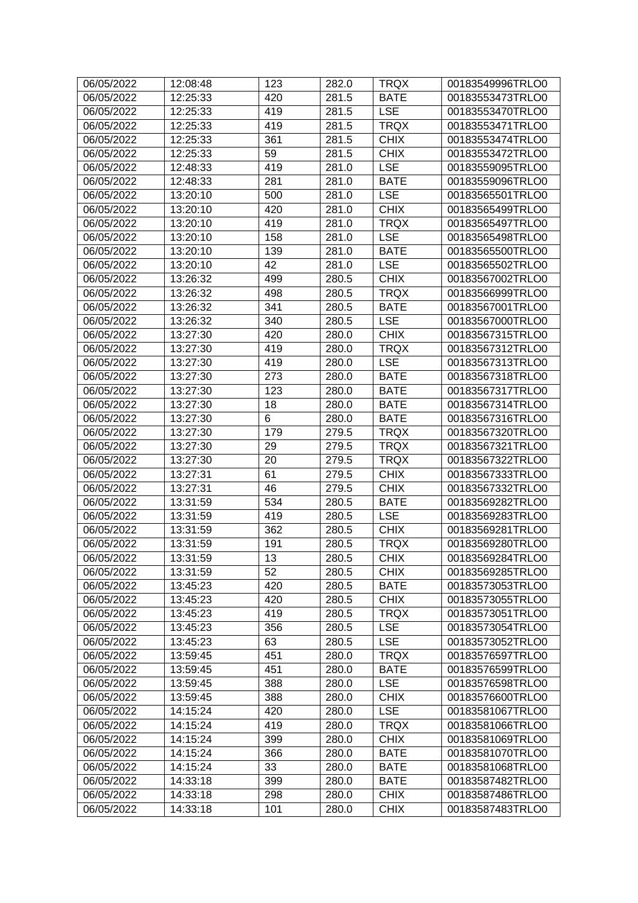| 06/05/2022 | 12:08:48 | 123 | 282.0 | TRQX | 00183549996TRLO0 |
|---|---|---|---|---|---|
| 06/05/2022 | 12:25:33 | 420 | 281.5 | BATE | 00183553473TRLO0 |
| 06/05/2022 | 12:25:33 | 419 | 281.5 | LSE | 00183553470TRLO0 |
| 06/05/2022 | 12:25:33 | 419 | 281.5 | TRQX | 00183553471TRLO0 |
| 06/05/2022 | 12:25:33 | 361 | 281.5 | CHIX | 00183553474TRLO0 |
| 06/05/2022 | 12:25:33 | 59 | 281.5 | CHIX | 00183553472TRLO0 |
| 06/05/2022 | 12:48:33 | 419 | 281.0 | LSE | 00183559095TRLO0 |
| 06/05/2022 | 12:48:33 | 281 | 281.0 | BATE | 00183559096TRLO0 |
| 06/05/2022 | 13:20:10 | 500 | 281.0 | LSE | 00183565501TRLO0 |
| 06/05/2022 | 13:20:10 | 420 | 281.0 | CHIX | 00183565499TRLO0 |
| 06/05/2022 | 13:20:10 | 419 | 281.0 | TRQX | 00183565497TRLO0 |
| 06/05/2022 | 13:20:10 | 158 | 281.0 | LSE | 00183565498TRLO0 |
| 06/05/2022 | 13:20:10 | 139 | 281.0 | BATE | 00183565500TRLO0 |
| 06/05/2022 | 13:20:10 | 42 | 281.0 | LSE | 00183565502TRLO0 |
| 06/05/2022 | 13:26:32 | 499 | 280.5 | CHIX | 00183567002TRLO0 |
| 06/05/2022 | 13:26:32 | 498 | 280.5 | TRQX | 00183566999TRLO0 |
| 06/05/2022 | 13:26:32 | 341 | 280.5 | BATE | 00183567001TRLO0 |
| 06/05/2022 | 13:26:32 | 340 | 280.5 | LSE | 00183567000TRLO0 |
| 06/05/2022 | 13:27:30 | 420 | 280.0 | CHIX | 00183567315TRLO0 |
| 06/05/2022 | 13:27:30 | 419 | 280.0 | TRQX | 00183567312TRLO0 |
| 06/05/2022 | 13:27:30 | 419 | 280.0 | LSE | 00183567313TRLO0 |
| 06/05/2022 | 13:27:30 | 273 | 280.0 | BATE | 00183567318TRLO0 |
| 06/05/2022 | 13:27:30 | 123 | 280.0 | BATE | 00183567317TRLO0 |
| 06/05/2022 | 13:27:30 | 18 | 280.0 | BATE | 00183567314TRLO0 |
| 06/05/2022 | 13:27:30 | 6 | 280.0 | BATE | 00183567316TRLO0 |
| 06/05/2022 | 13:27:30 | 179 | 279.5 | TRQX | 00183567320TRLO0 |
| 06/05/2022 | 13:27:30 | 29 | 279.5 | TRQX | 00183567321TRLO0 |
| 06/05/2022 | 13:27:30 | 20 | 279.5 | TRQX | 00183567322TRLO0 |
| 06/05/2022 | 13:27:31 | 61 | 279.5 | CHIX | 00183567333TRLO0 |
| 06/05/2022 | 13:27:31 | 46 | 279.5 | CHIX | 00183567332TRLO0 |
| 06/05/2022 | 13:31:59 | 534 | 280.5 | BATE | 00183569282TRLO0 |
| 06/05/2022 | 13:31:59 | 419 | 280.5 | LSE | 00183569283TRLO0 |
| 06/05/2022 | 13:31:59 | 362 | 280.5 | CHIX | 00183569281TRLO0 |
| 06/05/2022 | 13:31:59 | 191 | 280.5 | TRQX | 00183569280TRLO0 |
| 06/05/2022 | 13:31:59 | 13 | 280.5 | CHIX | 00183569284TRLO0 |
| 06/05/2022 | 13:31:59 | 52 | 280.5 | CHIX | 00183569285TRLO0 |
| 06/05/2022 | 13:45:23 | 420 | 280.5 | BATE | 00183573053TRLO0 |
| 06/05/2022 | 13:45:23 | 420 | 280.5 | CHIX | 00183573055TRLO0 |
| 06/05/2022 | 13:45:23 | 419 | 280.5 | TRQX | 00183573051TRLO0 |
| 06/05/2022 | 13:45:23 | 356 | 280.5 | LSE | 00183573054TRLO0 |
| 06/05/2022 | 13:45:23 | 63 | 280.5 | LSE | 00183573052TRLO0 |
| 06/05/2022 | 13:59:45 | 451 | 280.0 | TRQX | 00183576597TRLO0 |
| 06/05/2022 | 13:59:45 | 451 | 280.0 | BATE | 00183576599TRLO0 |
| 06/05/2022 | 13:59:45 | 388 | 280.0 | LSE | 00183576598TRLO0 |
| 06/05/2022 | 13:59:45 | 388 | 280.0 | CHIX | 00183576600TRLO0 |
| 06/05/2022 | 14:15:24 | 420 | 280.0 | LSE | 00183581067TRLO0 |
| 06/05/2022 | 14:15:24 | 419 | 280.0 | TRQX | 00183581066TRLO0 |
| 06/05/2022 | 14:15:24 | 399 | 280.0 | CHIX | 00183581069TRLO0 |
| 06/05/2022 | 14:15:24 | 366 | 280.0 | BATE | 00183581070TRLO0 |
| 06/05/2022 | 14:15:24 | 33 | 280.0 | BATE | 00183581068TRLO0 |
| 06/05/2022 | 14:33:18 | 399 | 280.0 | BATE | 00183587482TRLO0 |
| 06/05/2022 | 14:33:18 | 298 | 280.0 | CHIX | 00183587486TRLO0 |
| 06/05/2022 | 14:33:18 | 101 | 280.0 | CHIX | 00183587483TRLO0 |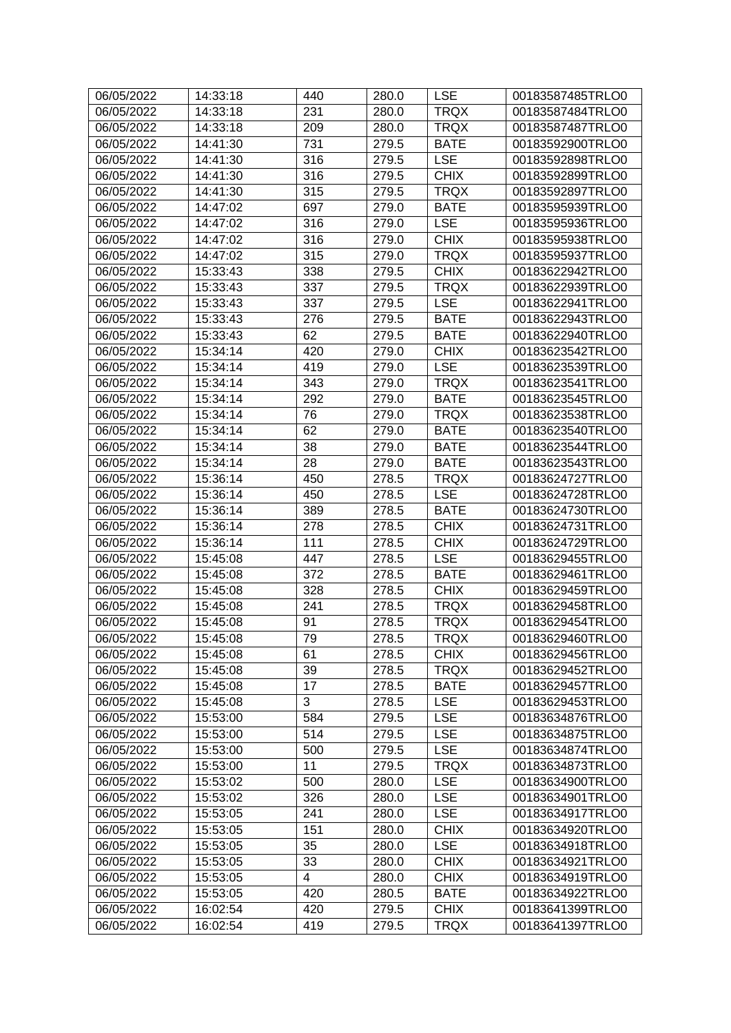| 06/05/2022 | 14:33:18 | 440 | 280.0 | LSE | 00183587485TRLO0 |
|---|---|---|---|---|---|
| 06/05/2022 | 14:33:18 | 231 | 280.0 | TRQX | 00183587484TRLO0 |
| 06/05/2022 | 14:33:18 | 209 | 280.0 | TRQX | 00183587487TRLO0 |
| 06/05/2022 | 14:41:30 | 731 | 279.5 | BATE | 00183592900TRLO0 |
| 06/05/2022 | 14:41:30 | 316 | 279.5 | LSE | 00183592898TRLO0 |
| 06/05/2022 | 14:41:30 | 316 | 279.5 | CHIX | 00183592899TRLO0 |
| 06/05/2022 | 14:41:30 | 315 | 279.5 | TRQX | 00183592897TRLO0 |
| 06/05/2022 | 14:47:02 | 697 | 279.0 | BATE | 00183595939TRLO0 |
| 06/05/2022 | 14:47:02 | 316 | 279.0 | LSE | 00183595936TRLO0 |
| 06/05/2022 | 14:47:02 | 316 | 279.0 | CHIX | 00183595938TRLO0 |
| 06/05/2022 | 14:47:02 | 315 | 279.0 | TRQX | 00183595937TRLO0 |
| 06/05/2022 | 15:33:43 | 338 | 279.5 | CHIX | 00183622942TRLO0 |
| 06/05/2022 | 15:33:43 | 337 | 279.5 | TRQX | 00183622939TRLO0 |
| 06/05/2022 | 15:33:43 | 337 | 279.5 | LSE | 00183622941TRLO0 |
| 06/05/2022 | 15:33:43 | 276 | 279.5 | BATE | 00183622943TRLO0 |
| 06/05/2022 | 15:33:43 | 62 | 279.5 | BATE | 00183622940TRLO0 |
| 06/05/2022 | 15:34:14 | 420 | 279.0 | CHIX | 00183623542TRLO0 |
| 06/05/2022 | 15:34:14 | 419 | 279.0 | LSE | 00183623539TRLO0 |
| 06/05/2022 | 15:34:14 | 343 | 279.0 | TRQX | 00183623541TRLO0 |
| 06/05/2022 | 15:34:14 | 292 | 279.0 | BATE | 00183623545TRLO0 |
| 06/05/2022 | 15:34:14 | 76 | 279.0 | TRQX | 00183623538TRLO0 |
| 06/05/2022 | 15:34:14 | 62 | 279.0 | BATE | 00183623540TRLO0 |
| 06/05/2022 | 15:34:14 | 38 | 279.0 | BATE | 00183623544TRLO0 |
| 06/05/2022 | 15:34:14 | 28 | 279.0 | BATE | 00183623543TRLO0 |
| 06/05/2022 | 15:36:14 | 450 | 278.5 | TRQX | 00183624727TRLO0 |
| 06/05/2022 | 15:36:14 | 450 | 278.5 | LSE | 00183624728TRLO0 |
| 06/05/2022 | 15:36:14 | 389 | 278.5 | BATE | 00183624730TRLO0 |
| 06/05/2022 | 15:36:14 | 278 | 278.5 | CHIX | 00183624731TRLO0 |
| 06/05/2022 | 15:36:14 | 111 | 278.5 | CHIX | 00183624729TRLO0 |
| 06/05/2022 | 15:45:08 | 447 | 278.5 | LSE | 00183629455TRLO0 |
| 06/05/2022 | 15:45:08 | 372 | 278.5 | BATE | 00183629461TRLO0 |
| 06/05/2022 | 15:45:08 | 328 | 278.5 | CHIX | 00183629459TRLO0 |
| 06/05/2022 | 15:45:08 | 241 | 278.5 | TRQX | 00183629458TRLO0 |
| 06/05/2022 | 15:45:08 | 91 | 278.5 | TRQX | 00183629454TRLO0 |
| 06/05/2022 | 15:45:08 | 79 | 278.5 | TRQX | 00183629460TRLO0 |
| 06/05/2022 | 15:45:08 | 61 | 278.5 | CHIX | 00183629456TRLO0 |
| 06/05/2022 | 15:45:08 | 39 | 278.5 | TRQX | 00183629452TRLO0 |
| 06/05/2022 | 15:45:08 | 17 | 278.5 | BATE | 00183629457TRLO0 |
| 06/05/2022 | 15:45:08 | 3 | 278.5 | LSE | 00183629453TRLO0 |
| 06/05/2022 | 15:53:00 | 584 | 279.5 | LSE | 00183634876TRLO0 |
| 06/05/2022 | 15:53:00 | 514 | 279.5 | LSE | 00183634875TRLO0 |
| 06/05/2022 | 15:53:00 | 500 | 279.5 | LSE | 00183634874TRLO0 |
| 06/05/2022 | 15:53:00 | 11 | 279.5 | TRQX | 00183634873TRLO0 |
| 06/05/2022 | 15:53:02 | 500 | 280.0 | LSE | 00183634900TRLO0 |
| 06/05/2022 | 15:53:02 | 326 | 280.0 | LSE | 00183634901TRLO0 |
| 06/05/2022 | 15:53:05 | 241 | 280.0 | LSE | 00183634917TRLO0 |
| 06/05/2022 | 15:53:05 | 151 | 280.0 | CHIX | 00183634920TRLO0 |
| 06/05/2022 | 15:53:05 | 35 | 280.0 | LSE | 00183634918TRLO0 |
| 06/05/2022 | 15:53:05 | 33 | 280.0 | CHIX | 00183634921TRLO0 |
| 06/05/2022 | 15:53:05 | 4 | 280.0 | CHIX | 00183634919TRLO0 |
| 06/05/2022 | 15:53:05 | 420 | 280.5 | BATE | 00183634922TRLO0 |
| 06/05/2022 | 16:02:54 | 420 | 279.5 | CHIX | 00183641399TRLO0 |
| 06/05/2022 | 16:02:54 | 419 | 279.5 | TRQX | 00183641397TRLO0 |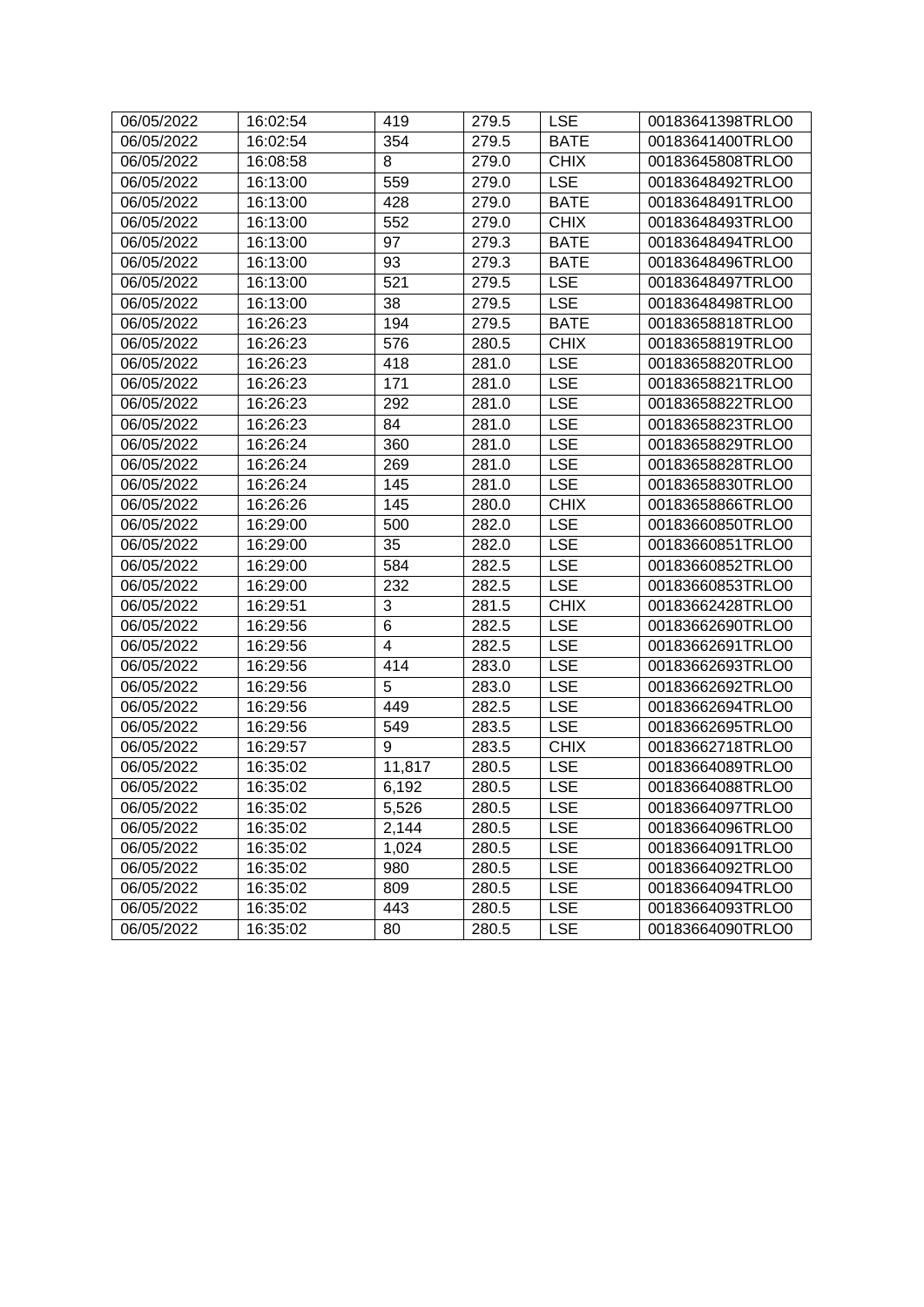| | | | | | |
|---|---|---|---|---|---|
| 06/05/2022 | 16:02:54 | 419 | 279.5 | LSE | 00183641398TRLO0 |
| 06/05/2022 | 16:02:54 | 354 | 279.5 | BATE | 00183641400TRLO0 |
| 06/05/2022 | 16:08:58 | 8 | 279.0 | CHIX | 00183645808TRLO0 |
| 06/05/2022 | 16:13:00 | 559 | 279.0 | LSE | 00183648492TRLO0 |
| 06/05/2022 | 16:13:00 | 428 | 279.0 | BATE | 00183648491TRLO0 |
| 06/05/2022 | 16:13:00 | 552 | 279.0 | CHIX | 00183648493TRLO0 |
| 06/05/2022 | 16:13:00 | 97 | 279.3 | BATE | 00183648494TRLO0 |
| 06/05/2022 | 16:13:00 | 93 | 279.3 | BATE | 00183648496TRLO0 |
| 06/05/2022 | 16:13:00 | 521 | 279.5 | LSE | 00183648497TRLO0 |
| 06/05/2022 | 16:13:00 | 38 | 279.5 | LSE | 00183648498TRLO0 |
| 06/05/2022 | 16:26:23 | 194 | 279.5 | BATE | 00183658818TRLO0 |
| 06/05/2022 | 16:26:23 | 576 | 280.5 | CHIX | 00183658819TRLO0 |
| 06/05/2022 | 16:26:23 | 418 | 281.0 | LSE | 00183658820TRLO0 |
| 06/05/2022 | 16:26:23 | 171 | 281.0 | LSE | 00183658821TRLO0 |
| 06/05/2022 | 16:26:23 | 292 | 281.0 | LSE | 00183658822TRLO0 |
| 06/05/2022 | 16:26:23 | 84 | 281.0 | LSE | 00183658823TRLO0 |
| 06/05/2022 | 16:26:24 | 360 | 281.0 | LSE | 00183658829TRLO0 |
| 06/05/2022 | 16:26:24 | 269 | 281.0 | LSE | 00183658828TRLO0 |
| 06/05/2022 | 16:26:24 | 145 | 281.0 | LSE | 00183658830TRLO0 |
| 06/05/2022 | 16:26:26 | 145 | 280.0 | CHIX | 00183658866TRLO0 |
| 06/05/2022 | 16:29:00 | 500 | 282.0 | LSE | 00183660850TRLO0 |
| 06/05/2022 | 16:29:00 | 35 | 282.0 | LSE | 00183660851TRLO0 |
| 06/05/2022 | 16:29:00 | 584 | 282.5 | LSE | 00183660852TRLO0 |
| 06/05/2022 | 16:29:00 | 232 | 282.5 | LSE | 00183660853TRLO0 |
| 06/05/2022 | 16:29:51 | 3 | 281.5 | CHIX | 00183662428TRLO0 |
| 06/05/2022 | 16:29:56 | 6 | 282.5 | LSE | 00183662690TRLO0 |
| 06/05/2022 | 16:29:56 | 4 | 282.5 | LSE | 00183662691TRLO0 |
| 06/05/2022 | 16:29:56 | 414 | 283.0 | LSE | 00183662693TRLO0 |
| 06/05/2022 | 16:29:56 | 5 | 283.0 | LSE | 00183662692TRLO0 |
| 06/05/2022 | 16:29:56 | 449 | 282.5 | LSE | 00183662694TRLO0 |
| 06/05/2022 | 16:29:56 | 549 | 283.5 | LSE | 00183662695TRLO0 |
| 06/05/2022 | 16:29:57 | 9 | 283.5 | CHIX | 00183662718TRLO0 |
| 06/05/2022 | 16:35:02 | 11,817 | 280.5 | LSE | 00183664089TRLO0 |
| 06/05/2022 | 16:35:02 | 6,192 | 280.5 | LSE | 00183664088TRLO0 |
| 06/05/2022 | 16:35:02 | 5,526 | 280.5 | LSE | 00183664097TRLO0 |
| 06/05/2022 | 16:35:02 | 2,144 | 280.5 | LSE | 00183664096TRLO0 |
| 06/05/2022 | 16:35:02 | 1,024 | 280.5 | LSE | 00183664091TRLO0 |
| 06/05/2022 | 16:35:02 | 980 | 280.5 | LSE | 00183664092TRLO0 |
| 06/05/2022 | 16:35:02 | 809 | 280.5 | LSE | 00183664094TRLO0 |
| 06/05/2022 | 16:35:02 | 443 | 280.5 | LSE | 00183664093TRLO0 |
| 06/05/2022 | 16:35:02 | 80 | 280.5 | LSE | 00183664090TRLO0 |